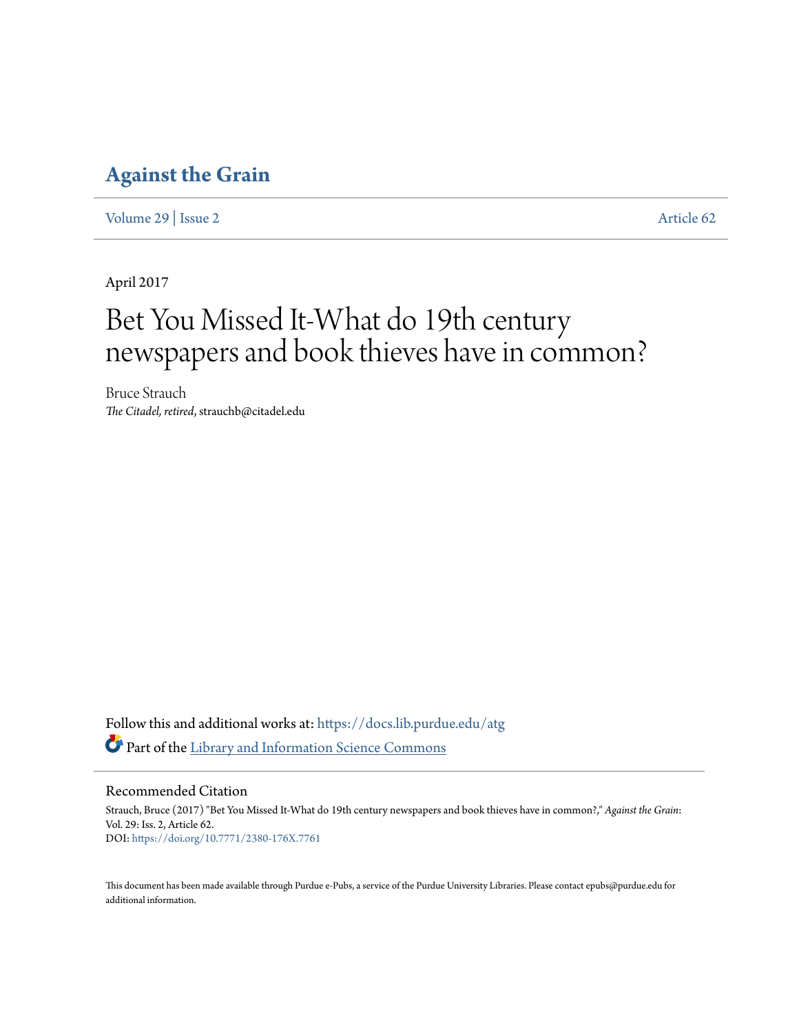# Against the Grain

Volume 29 | Issue 2 Article 62

April 2017

# Bet You Missed It-What do 19th century newspapers and book thieves have in common?

Bruce Strauch

*The Citadel, retired*, strauchb@citadel.edu

Follow this and additional works at: https://docs.lib.purdue.edu/atg

Part of the Library and Information Science Commons

## Recommended Citation

Strauch, Bruce (2017) "Bet You Missed It-What do 19th century newspapers and book thieves have in common?," *Against the Grain*: Vol. 29: Iss. 2, Article 62.
DOI: https://doi.org/10.7771/2380-176X.7761

This document has been made available through Purdue e-Pubs, a service of the Purdue University Libraries. Please contact epubs@purdue.edu for additional information.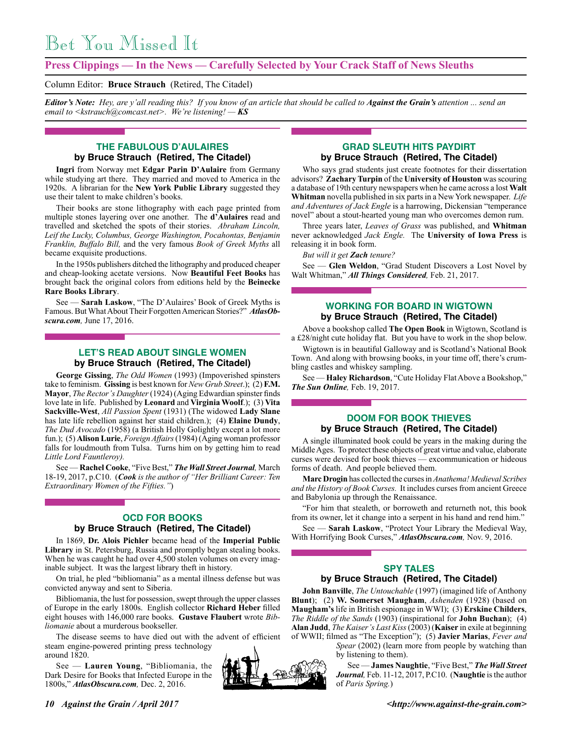# Bet You Missed It

**Press Clippings — In the News — Carefully Selected by Your Crack Staff of News Sleuths**

Column Editor: **Bruce Strauch** (Retired, The Citadel)

***Editor's Note:*** *Hey, are y'all reading this? If you know of an article that should be called to* ***Against the Grain's*** *attention ... send an email to <kstrauch@comcast.net>. We're listening! —* ***KS***

## THE FABULOUS D'AULAIRES
**by Bruce Strauch (Retired, The Citadel)**

**Ingri** from Norway met **Edgar Parin D'Aulaire** from Germany while studying art there. They married and moved to America in the 1920s. A librarian for the **New York Public Library** suggested they use their talent to make children's books.

Their books are stone lithography with each page printed from multiple stones layering over one another. The **d'Aulaires** read and travelled and sketched the spots of their stories. *Abraham Lincoln, Leif the Lucky, Columbus, George Washington, Pocahontas, Benjamin Franklin, Buffalo Bill,* and the very famous *Book of Greek Myths* all became exquisite productions.

In the 1950s publishers ditched the lithography and produced cheaper and cheap-looking acetate versions. Now **Beautiful Feet Books** has brought back the original colors from editions held by the **Beinecke Rare Books Library**.

See — **Sarah Laskow**, "The D'Aulaires' Book of Greek Myths is Famous. But What About Their Forgotten American Stories?" ***AtlasObscura.com,*** June 17, 2016.

## LET'S READ ABOUT SINGLE WOMEN
**by Bruce Strauch (Retired, The Citadel)**

**George Gissing**, *The Odd Women* (1993) (Impoverished spinsters take to feminism. **Gissing** is best known for *New Grub Street*.); (2) **F.M. Mayor**, *The Rector's Daughter* (1924) (Aging Edwardian spinster finds love late in life. Published by **Leonard** and **Virginia Woolf**.); (3) **Vita Sackville-West**, *All Passion Spent* (1931) (The widowed **Lady Slane** has late life rebellion against her staid children.); (4) **Elaine Dundy**, *The Dud Avocado* (1958) (a British Holly Golightly except a lot more fun.); (5) **Alison Lurie**, *Foreign Affairs* (1984) (Aging woman professor falls for loudmouth from Tulsa. Turns him on by getting him to read *Little Lord Fauntleroy).*

See — **Rachel Cooke**, "Five Best," ***The Wall Street Journal,*** March 18-19, 2017, p.C10. (***Cook*** *is the author of "Her Brilliant Career: Ten Extraordinary Women of the Fifties."*)

## OCD FOR BOOKS
**by Bruce Strauch (Retired, The Citadel)**

In 1869, **Dr. Alois Pichler** became head of the **Imperial Public Library** in St. Petersburg, Russia and promptly began stealing books. When he was caught he had over 4,500 stolen volumes on every imaginable subject. It was the largest library theft in history.

On trial, he pled "bibliomania" as a mental illness defense but was convicted anyway and sent to Siberia.

Bibliomania, the lust for possession, swept through the upper classes of Europe in the early 1800s. English collector **Richard Heber** filled eight houses with 146,000 rare books. **Gustave Flaubert** wrote *Bibliomanie* about a murderous bookseller.

The disease seems to have died out with the advent of efficient steam engine-powered printing press technology around 1820.

See — **Lauren Young**, "Bibliomania, the Dark Desire for Books that Infected Europe in the 1800s," ***AtlasObscura.com,*** Dec. 2, 2016.

## GRAD SLEUTH HITS PAYDIRT
**by Bruce Strauch (Retired, The Citadel)**

Who says grad students just create footnotes for their dissertation advisors? **Zachary Turpin** of the **University of Houston** was scouring a database of 19th century newspapers when he came across a lost **Walt Whitman** novella published in six parts in a New York newspaper. *Life and Adventures of Jack Engle* is a harrowing, Dickensian "temperance novel" about a stout-hearted young man who overcomes demon rum.

Three years later, *Leaves of Grass* was published, and **Whitman** never acknowledged *Jack Engle.* The **University of Iowa Press** is releasing it in book form.

*But will it get* ***Zach*** *tenure?*

See — **Glen Weldon**, "Grad Student Discovers a Lost Novel by Walt Whitman," ***All Things Considered,*** Feb. 21, 2017.

## WORKING FOR BOARD IN WIGTOWN
**by Bruce Strauch (Retired, The Citadel)**

Above a bookshop called **The Open Book** in Wigtown, Scotland is a £28/night cute holiday flat. But you have to work in the shop below.

Wigtown is in beautiful Galloway and is Scotland's National Book Town. And along with browsing books, in your time off, there's crumbling castles and whiskey sampling.

See — **Haley Richardson**, "Cute Holiday Flat Above a Bookshop," ***The Sun Online,*** Feb. 19, 2017.

## DOOM FOR BOOK THIEVES
**by Bruce Strauch (Retired, The Citadel)**

A single illuminated book could be years in the making during the Middle Ages. To protect these objects of great virtue and value, elaborate curses were devised for book thieves — excommunication or hideous forms of death. And people believed them.

**Marc Drogin** has collected the curses in *Anathema! Medieval Scribes and the History of Book Curses.* It includes curses from ancient Greece and Babylonia up through the Renaissance.

"For him that stealeth, or borroweth and returneth not, this book from its owner, let it change into a serpent in his hand and rend him."

See — **Sarah Laskow**, "Protect Your Library the Medieval Way, With Horrifying Book Curses," ***AtlasObscura.com,*** Nov. 9, 2016.

## SPY TALES
**by Bruce Strauch (Retired, The Citadel)**

**John Banville**, *The Untouchable* (1997) (imagined life of Anthony **Blunt**); (2) **W. Somerset Maugham**, *Ashenden* (1928) (based on **Maugham's** life in British espionage in WWI); (3) **Erskine Childers**, *The Riddle of the Sands* (1903) (inspirational for **John Buchan**); (4) **Alan Judd**, *The Kaiser's Last Kiss* (2003) (**Kaiser** in exile at beginning of WWII; filmed as "The Exception"); (5) **Javier Marias**, *Fever and Spear* (2002) (learn more from people by watching than by listening to them).

See — **James Naughtie**, "Five Best," ***The Wall Street Journal,*** Feb. 11-12, 2017, P.C10. (**Naughtie** is the author of *Paris Spring.*)